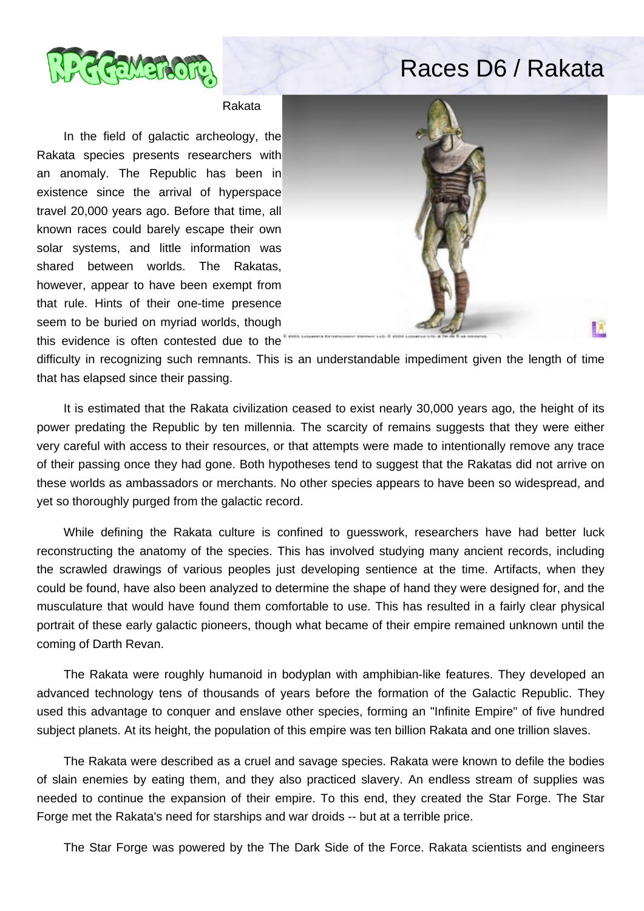# Races D6 / Rakata

Rakata

In the field of galactic archeology, the Rakata species presents researchers with an anomaly. The Republic has been in existence since the arrival of hyperspace travel 20,000 years ago. Before that time, all known races could barely escape their own solar systems, and little information was shared between worlds. The Rakatas, however, appear to have been exempt from that rule. Hints of their one-time presence seem to be buried on myriad worlds, though this evidence is often contested due to the difficulty in recognizing such remnants. This is an understandable impediment given the length of time that has elapsed since their passing.

It is estimated that the Rakata civilization ceased to exist nearly 30,000 years ago, the height of its power predating the Republic by ten millennia. The scarcity of remains suggests that they were either very careful with access to their resources, or that attempts were made to intentionally remove any trace of their passing once they had gone. Both hypotheses tend to suggest that the Rakatas did not arrive on these worlds as ambassadors or merchants. No other species appears to have been so widespread, and yet so thoroughly purged from the galactic record.

While defining the Rakata culture is confined to guesswork, researchers have had better luck reconstructing the anatomy of the species. This has involved studying many ancient records, including the scrawled drawings of various peoples just developing sentience at the time. Artifacts, when they could be found, have also been analyzed to determine the shape of hand they were designed for, and the musculature that would have found them comfortable to use. This has resulted in a fairly clear physical portrait of these early galactic pioneers, though what became of their empire remained unknown until the coming of Darth Revan.

The Rakata were roughly humanoid in bodyplan with amphibian-like features. They developed an advanced technology tens of thousands of years before the formation of the Galactic Republic. They used this advantage to conquer and enslave other species, forming an "Infinite Empire" of five hundred subject planets. At its height, the population of this empire was ten billion Rakata and one trillion slaves.

The Rakata were described as a cruel and savage species. Rakata were known to defile the bodies of slain enemies by eating them, and they also practiced slavery. An endless stream of supplies was needed to continue the expansion of their empire. To this end, they created the Star Forge. The Star Forge met the Rakata's need for starships and war droids -- but at a terrible price.

The Star Forge was powered by the The Dark Side of the Force. Rakata scientists and engineers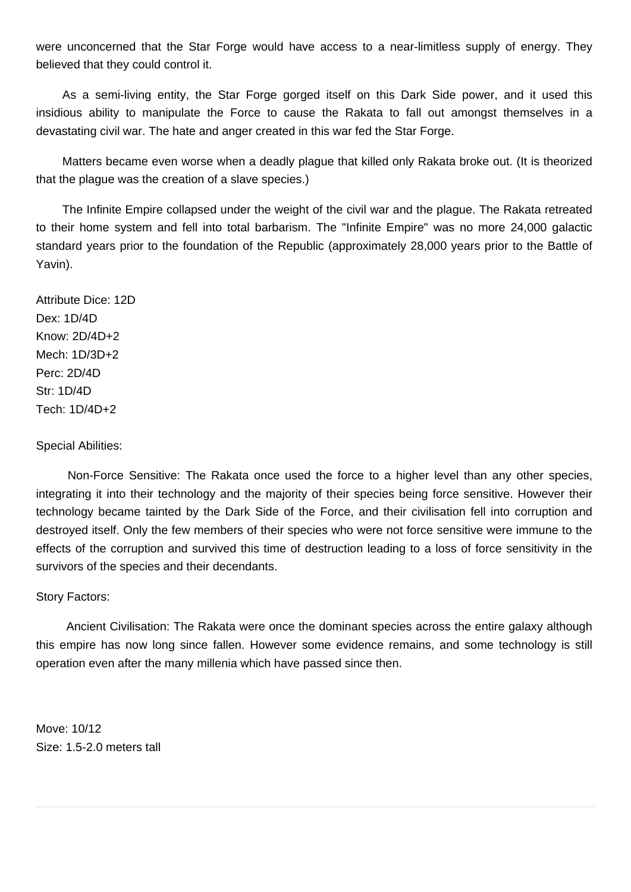were unconcerned that the Star Forge would have access to a near-limitless supply of energy. They believed that they could control it.

As a semi-living entity, the Star Forge gorged itself on this Dark Side power, and it used this insidious ability to manipulate the Force to cause the Rakata to fall out amongst themselves in a devastating civil war. The hate and anger created in this war fed the Star Forge.

Matters became even worse when a deadly plague that killed only Rakata broke out. (It is theorized that the plague was the creation of a slave species.)

The Infinite Empire collapsed under the weight of the civil war and the plague. The Rakata retreated to their home system and fell into total barbarism. The "Infinite Empire" was no more 24,000 galactic standard years prior to the foundation of the Republic (approximately 28,000 years prior to the Battle of Yavin).

Attribute Dice: 12D
Dex: 1D/4D
Know: 2D/4D+2
Mech: 1D/3D+2
Perc: 2D/4D
Str: 1D/4D
Tech: 1D/4D+2

Special Abilities:

Non-Force Sensitive: The Rakata once used the force to a higher level than any other species, integrating it into their technology and the majority of their species being force sensitive. However their technology became tainted by the Dark Side of the Force, and their civilisation fell into corruption and destroyed itself. Only the few members of their species who were not force sensitive were immune to the effects of the corruption and survived this time of destruction leading to a loss of force sensitivity in the survivors of the species and their decendants.

Story Factors:

Ancient Civilisation: The Rakata were once the dominant species across the entire galaxy although this empire has now long since fallen. However some evidence remains, and some technology is still operation even after the many millenia which have passed since then.

Move: 10/12
Size: 1.5-2.0 meters tall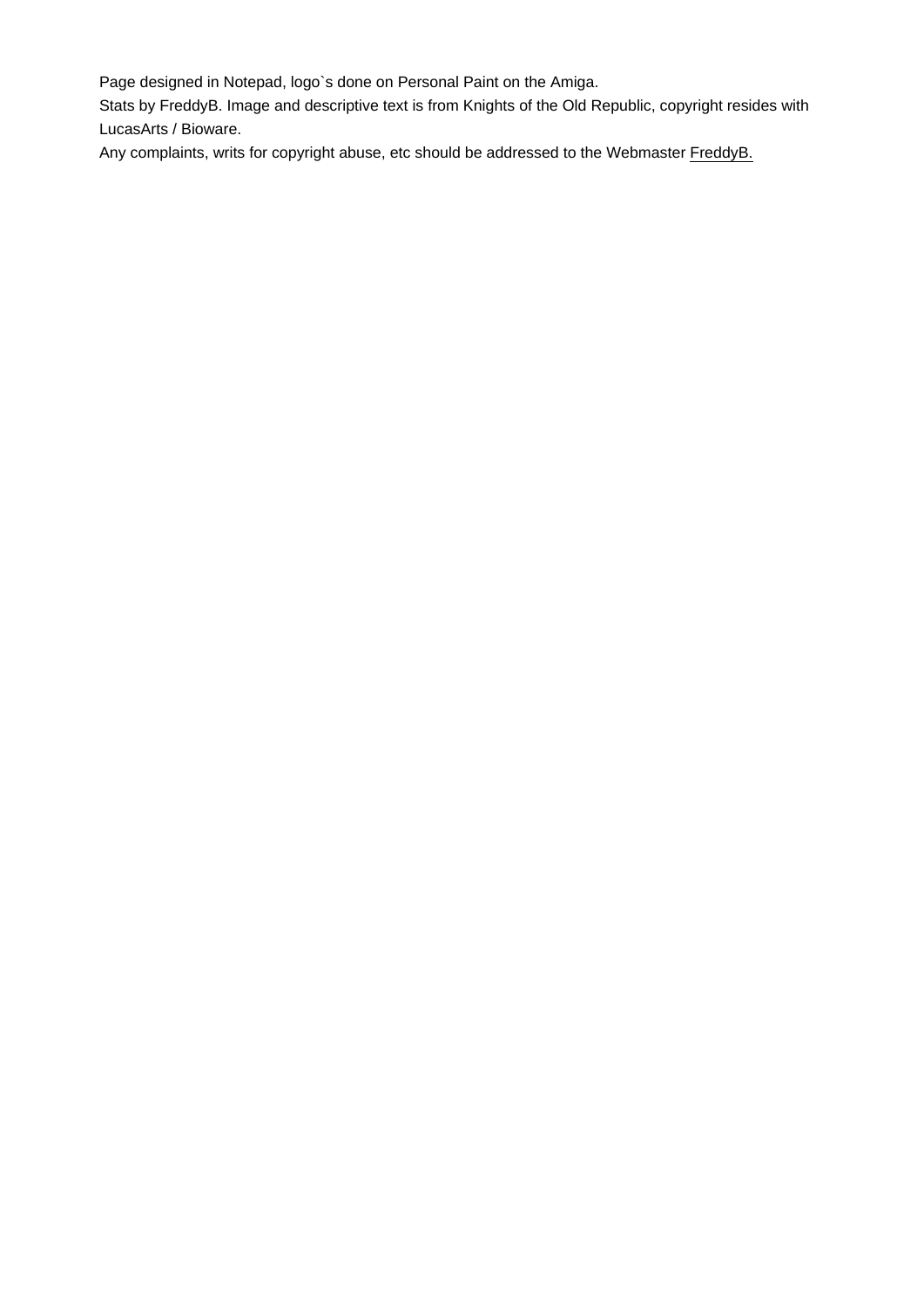Page designed in Notepad, logo`s done on Personal Paint on the Amiga.

Stats by FreddyB. Image and descriptive text is from Knights of the Old Republic, copyright resides with LucasArts / Bioware.

Any complaints, writs for copyright abuse, etc should be addressed to the Webmaster FreddyB.